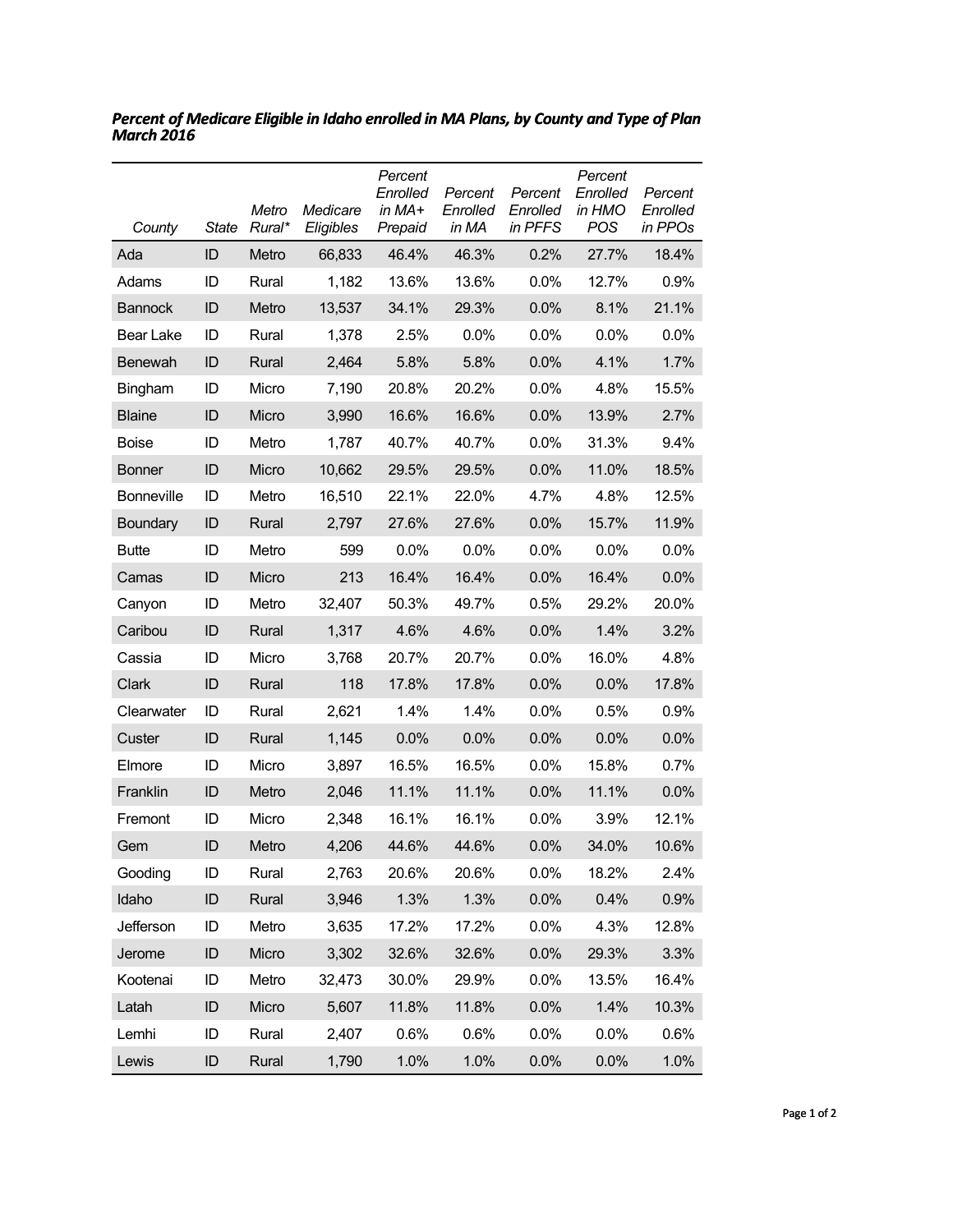***Percent of Medicare Eligible in Idaho enrolled in MA Plans, by County and Type of Plan March 2016***

| *County* | *State* | *Metro Rural\** | *Medicare Eligibles* | *Percent Enrolled in MA+ Prepaid* | *Percent Enrolled in MA* | *Percent Enrolled in PFFS* | *Percent Enrolled in HMO POS* | *Percent Enrolled in PPOs* |
|---|---|---|---|---|---|---|---|---|
| Ada | ID | Metro | 66,833 | 46.4% | 46.3% | 0.2% | 27.7% | 18.4% |
| Adams | ID | Rural | 1,182 | 13.6% | 13.6% | 0.0% | 12.7% | 0.9% |
| Bannock | ID | Metro | 13,537 | 34.1% | 29.3% | 0.0% | 8.1% | 21.1% |
| Bear Lake | ID | Rural | 1,378 | 2.5% | 0.0% | 0.0% | 0.0% | 0.0% |
| Benewah | ID | Rural | 2,464 | 5.8% | 5.8% | 0.0% | 4.1% | 1.7% |
| Bingham | ID | Micro | 7,190 | 20.8% | 20.2% | 0.0% | 4.8% | 15.5% |
| Blaine | ID | Micro | 3,990 | 16.6% | 16.6% | 0.0% | 13.9% | 2.7% |
| Boise | ID | Metro | 1,787 | 40.7% | 40.7% | 0.0% | 31.3% | 9.4% |
| Bonner | ID | Micro | 10,662 | 29.5% | 29.5% | 0.0% | 11.0% | 18.5% |
| Bonneville | ID | Metro | 16,510 | 22.1% | 22.0% | 4.7% | 4.8% | 12.5% |
| Boundary | ID | Rural | 2,797 | 27.6% | 27.6% | 0.0% | 15.7% | 11.9% |
| Butte | ID | Metro | 599 | 0.0% | 0.0% | 0.0% | 0.0% | 0.0% |
| Camas | ID | Micro | 213 | 16.4% | 16.4% | 0.0% | 16.4% | 0.0% |
| Canyon | ID | Metro | 32,407 | 50.3% | 49.7% | 0.5% | 29.2% | 20.0% |
| Caribou | ID | Rural | 1,317 | 4.6% | 4.6% | 0.0% | 1.4% | 3.2% |
| Cassia | ID | Micro | 3,768 | 20.7% | 20.7% | 0.0% | 16.0% | 4.8% |
| Clark | ID | Rural | 118 | 17.8% | 17.8% | 0.0% | 0.0% | 17.8% |
| Clearwater | ID | Rural | 2,621 | 1.4% | 1.4% | 0.0% | 0.5% | 0.9% |
| Custer | ID | Rural | 1,145 | 0.0% | 0.0% | 0.0% | 0.0% | 0.0% |
| Elmore | ID | Micro | 3,897 | 16.5% | 16.5% | 0.0% | 15.8% | 0.7% |
| Franklin | ID | Metro | 2,046 | 11.1% | 11.1% | 0.0% | 11.1% | 0.0% |
| Fremont | ID | Micro | 2,348 | 16.1% | 16.1% | 0.0% | 3.9% | 12.1% |
| Gem | ID | Metro | 4,206 | 44.6% | 44.6% | 0.0% | 34.0% | 10.6% |
| Gooding | ID | Rural | 2,763 | 20.6% | 20.6% | 0.0% | 18.2% | 2.4% |
| Idaho | ID | Rural | 3,946 | 1.3% | 1.3% | 0.0% | 0.4% | 0.9% |
| Jefferson | ID | Metro | 3,635 | 17.2% | 17.2% | 0.0% | 4.3% | 12.8% |
| Jerome | ID | Micro | 3,302 | 32.6% | 32.6% | 0.0% | 29.3% | 3.3% |
| Kootenai | ID | Metro | 32,473 | 30.0% | 29.9% | 0.0% | 13.5% | 16.4% |
| Latah | ID | Micro | 5,607 | 11.8% | 11.8% | 0.0% | 1.4% | 10.3% |
| Lemhi | ID | Rural | 2,407 | 0.6% | 0.6% | 0.0% | 0.0% | 0.6% |
| Lewis | ID | Rural | 1,790 | 1.0% | 1.0% | 0.0% | 0.0% | 1.0% |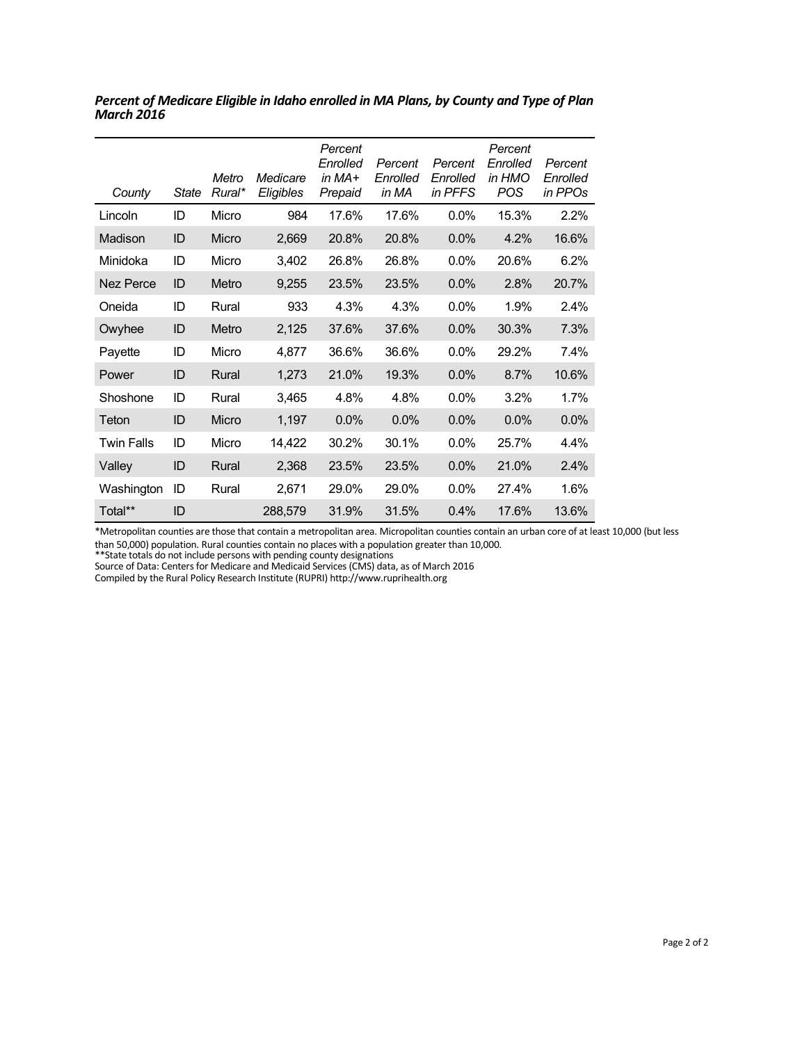***Percent of Medicare Eligible in Idaho enrolled in MA Plans, by County and Type of Plan March 2016***

| *County* | *State* | *Metro Rural\** | *Medicare Eligibles* | *Percent Enrolled in MA+ Prepaid* | *Percent Enrolled in MA* | *Percent Enrolled in PFFS* | *Percent Enrolled in HMO POS* | *Percent Enrolled in PPOs* |
|---|---|---|---|---|---|---|---|---|
| Lincoln | ID | Micro | 984 | 17.6% | 17.6% | 0.0% | 15.3% | 2.2% |
| Madison | ID | Micro | 2,669 | 20.8% | 20.8% | 0.0% | 4.2% | 16.6% |
| Minidoka | ID | Micro | 3,402 | 26.8% | 26.8% | 0.0% | 20.6% | 6.2% |
| Nez Perce | ID | Metro | 9,255 | 23.5% | 23.5% | 0.0% | 2.8% | 20.7% |
| Oneida | ID | Rural | 933 | 4.3% | 4.3% | 0.0% | 1.9% | 2.4% |
| Owyhee | ID | Metro | 2,125 | 37.6% | 37.6% | 0.0% | 30.3% | 7.3% |
| Payette | ID | Micro | 4,877 | 36.6% | 36.6% | 0.0% | 29.2% | 7.4% |
| Power | ID | Rural | 1,273 | 21.0% | 19.3% | 0.0% | 8.7% | 10.6% |
| Shoshone | ID | Rural | 3,465 | 4.8% | 4.8% | 0.0% | 3.2% | 1.7% |
| Teton | ID | Micro | 1,197 | 0.0% | 0.0% | 0.0% | 0.0% | 0.0% |
| Twin Falls | ID | Micro | 14,422 | 30.2% | 30.1% | 0.0% | 25.7% | 4.4% |
| Valley | ID | Rural | 2,368 | 23.5% | 23.5% | 0.0% | 21.0% | 2.4% |
| Washington | ID | Rural | 2,671 | 29.0% | 29.0% | 0.0% | 27.4% | 1.6% |
| Total** | ID | | 288,579 | 31.9% | 31.5% | 0.4% | 17.6% | 13.6% |

*Metropolitan counties are those that contain a metropolitan area. Micropolitan counties contain an urban core of at least 10,000 (but less than 50,000) population. Rural counties contain no places with a population greater than 10,000.

**State totals do not include persons with pending county designations

Source of Data: Centers for Medicare and Medicaid Services (CMS) data, as of March 2016

Compiled by the Rural Policy Research Institute (RUPRI) http://www.ruprihealth.org